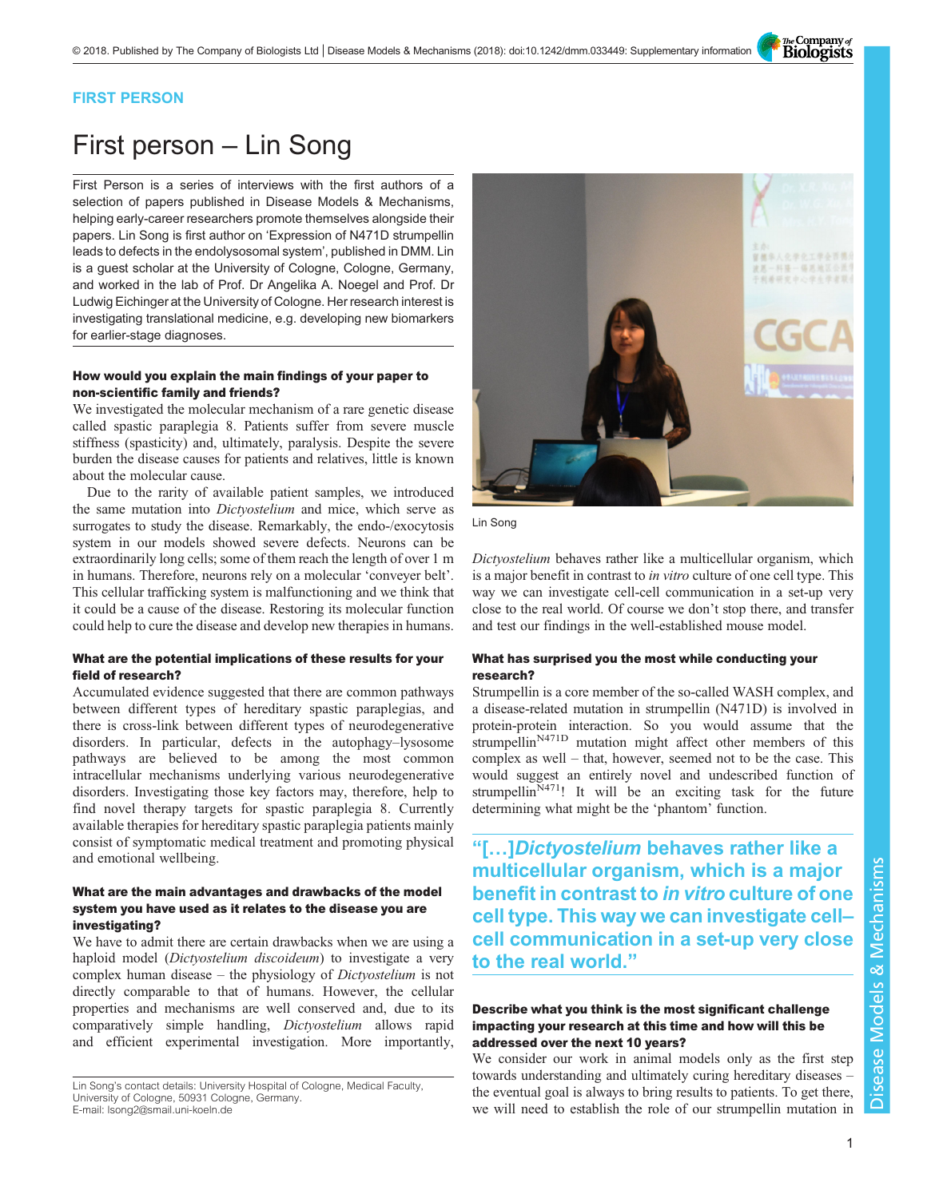**FIRST PERSON**

# First person – Lin Song

First Person is a series of interviews with the first authors of a selection of papers published in Disease Models & Mechanisms, helping early-career researchers promote themselves alongside their papers. Lin Song is first author on 'Expression of N471D strumpellin leads to defects in the endolysosomal system', published in DMM. Lin is a guest scholar at the University of Cologne, Cologne, Germany, and worked in the lab of Prof. Dr Angelika A. Noegel and Prof. Dr Ludwig Eichinger at the University of Cologne. Her research interest is investigating translational medicine, e.g. developing new biomarkers for earlier-stage diagnoses.

Lin Song

### How would you explain the main findings of your paper to non-scientific family and friends?

We investigated the molecular mechanism of a rare genetic disease called spastic paraplegia 8. Patients suffer from severe muscle stiffness (spasticity) and, ultimately, paralysis. Despite the severe burden the disease causes for patients and relatives, little is known about the molecular cause.

Due to the rarity of available patient samples, we introduced the same mutation into *Dictyostelium* and mice, which serve as surrogates to study the disease. Remarkably, the endo-/exocytosis system in our models showed severe defects. Neurons can be extraordinarily long cells; some of them reach the length of over 1 m in humans. Therefore, neurons rely on a molecular 'conveyer belt'. This cellular trafficking system is malfunctioning and we think that it could be a cause of the disease. Restoring its molecular function could help to cure the disease and develop new therapies in humans.

### What are the potential implications of these results for your field of research?

Accumulated evidence suggested that there are common pathways between different types of hereditary spastic paraplegias, and there is cross-link between different types of neurodegenerative disorders. In particular, defects in the autophagy–lysosome pathways are believed to be among the most common intracellular mechanisms underlying various neurodegenerative disorders. Investigating those key factors may, therefore, help to find novel therapy targets for spastic paraplegia 8. Currently available therapies for hereditary spastic paraplegia patients mainly consist of symptomatic medical treatment and promoting physical and emotional wellbeing.

### What are the main advantages and drawbacks of the model system you have used as it relates to the disease you are investigating?

We have to admit there are certain drawbacks when we are using a haploid model (*Dictyostelium discoideum*) to investigate a very complex human disease – the physiology of *Dictyostelium* is not directly comparable to that of humans. However, the cellular properties and mechanisms are well conserved and, due to its comparatively simple handling, *Dictyostelium* allows rapid and efficient experimental investigation. More importantly, *Dictyostelium* behaves rather like a multicellular organism, which is a major benefit in contrast to *in vitro* culture of one cell type. This way we can investigate cell-cell communication in a set-up very close to the real world. Of course we don't stop there, and transfer and test our findings in the well-established mouse model.

### What has surprised you the most while conducting your research?

Strumpellin is a core member of the so-called WASH complex, and a disease-related mutation in strumpellin (N471D) is involved in protein-protein interaction. So you would assume that the strumpellin$^{N471D}$ mutation might affect other members of this complex as well – that, however, seemed not to be the case. This would suggest an entirely novel and undescribed function of strumpellin$^{N471}$! It will be an exciting task for the future determining what might be the 'phantom' function.

> "[…]*Dictyostelium* behaves rather like a multicellular organism, which is a major benefit in contrast to *in vitro* culture of one cell type. This way we can investigate cell–cell communication in a set-up very close to the real world."

### Describe what you think is the most significant challenge impacting your research at this time and how will this be addressed over the next 10 years?

We consider our work in animal models only as the first step towards understanding and ultimately curing hereditary diseases – the eventual goal is always to bring results to patients. To get there, we will need to establish the role of our strumpellin mutation in

Lin Song's contact details: University Hospital of Cologne, Medical Faculty, University of Cologne, 50931 Cologne, Germany.
E-mail: lsong2@smail.uni-koeln.de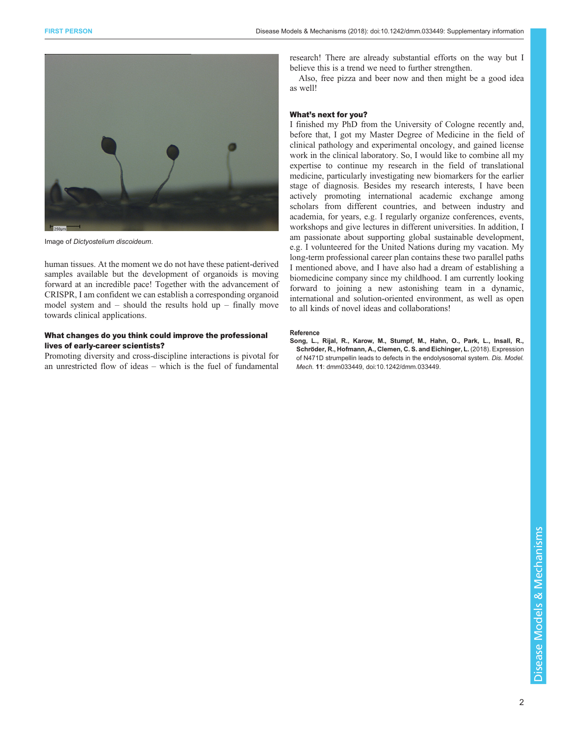Image of *Dictyostelium discoideum*.

human tissues. At the moment we do not have these patient-derived samples available but the development of organoids is moving forward at an incredible pace! Together with the advancement of CRISPR, I am confident we can establish a corresponding organoid model system and – should the results hold up – finally move towards clinical applications.

### What changes do you think could improve the professional lives of early-career scientists?

Promoting diversity and cross-discipline interactions is pivotal for an unrestricted flow of ideas – which is the fuel of fundamental research! There are already substantial efforts on the way but I believe this is a trend we need to further strengthen.

Also, free pizza and beer now and then might be a good idea as well!

### What's next for you?

I finished my PhD from the University of Cologne recently and, before that, I got my Master Degree of Medicine in the field of clinical pathology and experimental oncology, and gained license work in the clinical laboratory. So, I would like to combine all my expertise to continue my research in the field of translational medicine, particularly investigating new biomarkers for the earlier stage of diagnosis. Besides my research interests, I have been actively promoting international academic exchange among scholars from different countries, and between industry and academia, for years, e.g. I regularly organize conferences, events, workshops and give lectures in different universities. In addition, I am passionate about supporting global sustainable development, e.g. I volunteered for the United Nations during my vacation. My long-term professional career plan contains these two parallel paths I mentioned above, and I have also had a dream of establishing a biomedicine company since my childhood. I am currently looking forward to joining a new astonishing team in a dynamic, international and solution-oriented environment, as well as open to all kinds of novel ideas and collaborations!

#### Reference

**Song, L., Rijal, R., Karow, M., Stumpf, M., Hahn, O., Park, L., Insall, R., Schröder, R., Hofmann, A., Clemen, C. S. and Eichinger, L.** (2018). Expression of N471D strumpellin leads to defects in the endolysosomal system. *Dis. Model. Mech.* **11**: dmm033449, doi:10.1242/dmm.033449.